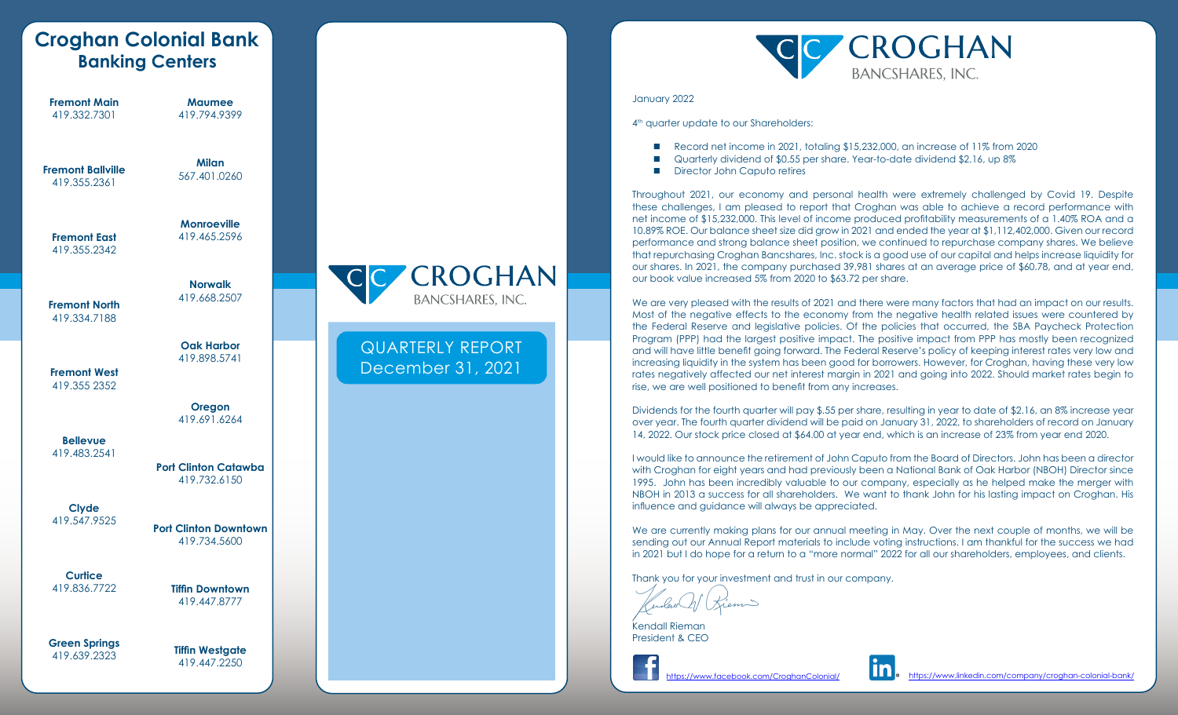# Croghan Colonial Bank Banking Centers

**Fremont Main**
419.332.7301

**Fremont Ballville**
419.355.2361

**Fremont East**
419.355.2342

**Fremont North**
419.334.7188

**Fremont West**
419.355 2352

**Bellevue**
419.483.2541

**Clyde**
419.547.9525

**Curtice**
419.836.7722

**Green Springs**
419.639.2323

**Maumee**
419.794.9399

**Milan**
567.401.0260

**Monroeville**
419.465.2596

**Norwalk**
419.668.2507

**Oak Harbor**
419.898.5741

**Oregon**
419.691.6264

**Port Clinton Catawba**
419.732.6150

**Port Clinton Downtown**
419.734.5600

**Tiffin Downtown**
419.447.8777

**Tiffin Westgate**
419.447.2250

# CROGHAN BANCSHARES, INC.

## QUARTERLY REPORT December 31, 2021

# CROGHAN BANCSHARES, INC.

January 2022

4th quarter update to our Shareholders:

- Record net income in 2021, totaling $15,232,000, an increase of 11% from 2020
- Quarterly dividend of $0.55 per share. Year-to-date dividend $2.16, up 8%
- Director John Caputo retires

Throughout 2021, our economy and personal health were extremely challenged by Covid 19. Despite these challenges, I am pleased to report that Croghan was able to achieve a record performance with net income of $15,232,000. This level of income produced profitability measurements of a 1.40% ROA and a 10.89% ROE. Our balance sheet size did grow in 2021 and ended the year at $1,112,402,000. Given our record performance and strong balance sheet position, we continued to repurchase company shares. We believe that repurchasing Croghan Bancshares, Inc. stock is a good use of our capital and helps increase liquidity for our shares. In 2021, the company purchased 39,981 shares at an average price of $60.78, and at year end, our book value increased 5% from 2020 to $63.72 per share.

We are very pleased with the results of 2021 and there were many factors that had an impact on our results. Most of the negative effects to the economy from the negative health related issues were countered by the Federal Reserve and legislative policies. Of the policies that occurred, the SBA Paycheck Protection Program (PPP) had the largest positive impact. The positive impact from PPP has mostly been recognized and will have little benefit going forward. The Federal Reserve's policy of keeping interest rates very low and increasing liquidity in the system has been good for borrowers. However, for Croghan, having these very low rates negatively affected our net interest margin in 2021 and going into 2022. Should market rates begin to rise, we are well positioned to benefit from any increases.

Dividends for the fourth quarter will pay $.55 per share, resulting in year to date of $2.16, an 8% increase year over year. The fourth quarter dividend will be paid on January 31, 2022, to shareholders of record on January 14, 2022. Our stock price closed at $64.00 at year end, which is an increase of 23% from year end 2020.

I would like to announce the retirement of John Caputo from the Board of Directors. John has been a director with Croghan for eight years and had previously been a National Bank of Oak Harbor (NBOH) Director since 1995. John has been incredibly valuable to our company, especially as he helped make the merger with NBOH in 2013 a success for all shareholders. We want to thank John for his lasting impact on Croghan. His influence and guidance will always be appreciated.

We are currently making plans for our annual meeting in May. Over the next couple of months, we will be sending out our Annual Report materials to include voting instructions. I am thankful for the success we had in 2021 but I do hope for a return to a "more normal" 2022 for all our shareholders, employees, and clients.

Thank you for your investment and trust in our company.

Kendall Rieman
President & CEO

https://www.facebook.com/CroghanColonial/

https://www.linkedin.com/company/croghan-colonial-bank/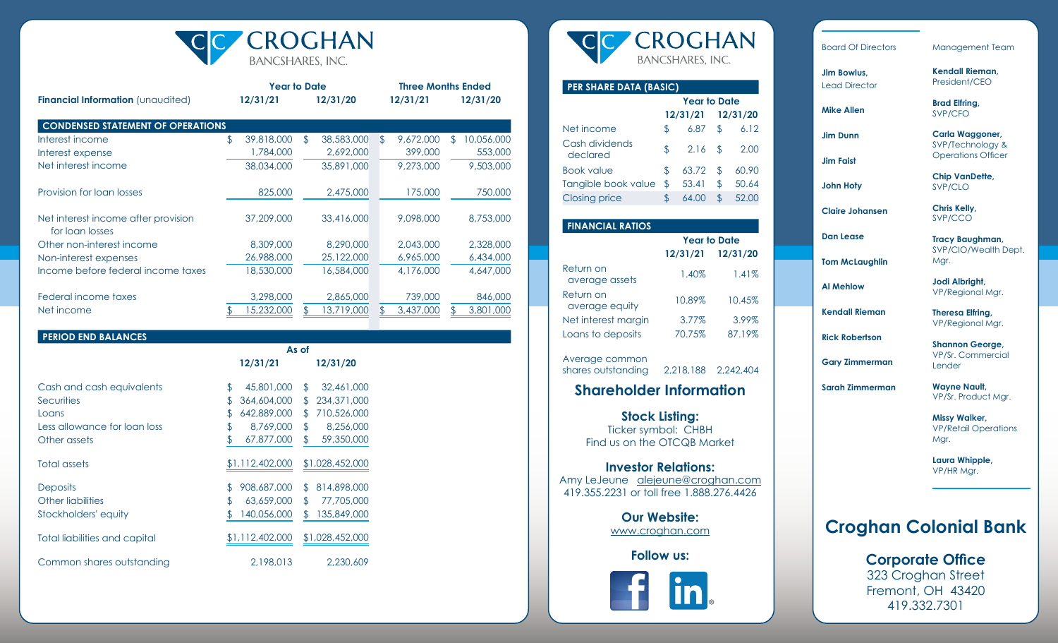# CROGHAN BANCSHARES, INC.

| Financial Information (unaudited) | Year to Date 12/31/21 | Year to Date 12/31/20 | Three Months Ended 12/31/21 | Three Months Ended 12/31/20 |
|---|---|---|---|---|
| **CONDENSED STATEMENT OF OPERATIONS** | | | | |
| Interest income | $ 39,818,000 | $ 38,583,000 | $ 9,672,000 | $ 10,056,000 |
| Interest expense | 1,784,000 | 2,692,000 | 399,000 | 553,000 |
| Net interest income | 38,034,000 | 35,891,000 | 9,273,000 | 9,503,000 |
| Provision for loan losses | 825,000 | 2,475,000 | 175,000 | 750,000 |
| Net interest income after provision for loan losses | 37,209,000 | 33,416,000 | 9,098,000 | 8,753,000 |
| Other non-interest income | 8,309,000 | 8,290,000 | 2,043,000 | 2,328,000 |
| Non-interest expenses | 26,988,000 | 25,122,000 | 6,965,000 | 6,434,000 |
| Income before federal income taxes | 18,530,000 | 16,584,000 | 4,176,000 | 4,647,000 |
| Federal income taxes | 3,298,000 | 2,865,000 | 739,000 | 846,000 |
| Net income | $ 15,232,000 | $ 13,719,000 | $ 3,437,000 | $ 3,801,000 |

| PERIOD END BALANCES | As of 12/31/21 | As of 12/31/20 |
|---|---|---|
| Cash and cash equivalents | $ 45,801,000 | $ 32,461,000 |
| Securities | $ 364,604,000 | $ 234,371,000 |
| Loans | $ 642,889,000 | $ 710,526,000 |
| Less allowance for loan loss | $ 8,769,000 | $ 8,256,000 |
| Other assets | $ 67,877,000 | $ 59,350,000 |
| Total assets | $1,112,402,000 | $1,028,452,000 |
| Deposits | $ 908,687,000 | $ 814,898,000 |
| Other liabilities | $ 63,659,000 | $ 77,705,000 |
| Stockholders' equity | $ 140,056,000 | $ 135,849,000 |
| Total liabilities and capital | $1,112,402,000 | $1,028,452,000 |
| Common shares outstanding | 2,198,013 | 2,230,609 |

# CROGHAN BANCSHARES, INC.

| PER SHARE DATA (BASIC) | Year to Date 12/31/21 | Year to Date 12/31/20 |
|---|---|---|
| Net income | $ 6.87 | $ 6.12 |
| Cash dividends declared | $ 2.16 | $ 2.00 |
| Book value | $ 63.72 | $ 60.90 |
| Tangible book value | $ 53.41 | $ 50.64 |
| Closing price | $ 64.00 | $ 52.00 |

| FINANCIAL RATIOS | Year to Date 12/31/21 | Year to Date 12/31/20 |
|---|---|---|
| Return on average assets | 1.40% | 1.41% |
| Return on average equity | 10.89% | 10.45% |
| Net interest margin | 3.77% | 3.99% |
| Loans to deposits | 70.75% | 87.19% |
| Average common shares outstanding | 2,218,188 | 2,242,404 |

## Shareholder Information

**Stock Listing:**
Ticker symbol: CHBH
Find us on the OTCQB Market

**Investor Relations:**
Amy LeJeune alejeune@croghan.com
419.355.2231 or toll free 1.888.276.4426

**Our Website:**
www.croghan.com

**Follow us:**

Board Of Directors

**Jim Bowlus,**
Lead Director

**Mike Allen**

**Jim Dunn**

**Jim Faist**

**John Hoty**

**Claire Johansen**

**Dan Lease**

**Tom McLaughlin**

**Al Mehlow**

**Kendall Rieman**

**Rick Robertson**

**Gary Zimmerman**

**Sarah Zimmerman**

Management Team

**Kendall Rieman,**
President/CEO

**Brad Elfring,**
SVP/CFO

**Carla Waggoner,**
SVP/Technology & Operations Officer

**Chip VanDette,**
SVP/CLO

**Chris Kelly,**
SVP/CCO

**Tracy Baughman,**
SVP/CIO/Wealth Dept. Mgr.

**Jodi Albright,**
VP/Regional Mgr.

**Theresa Elfring,**
VP/Regional Mgr.

**Shannon George,**
VP/Sr. Commercial Lender

**Wayne Nault,**
VP/Sr. Product Mgr.

**Missy Walker,**
VP/Retail Operations Mgr.

**Laura Whipple,**
VP/HR Mgr.

## Croghan Colonial Bank

**Corporate Office**
323 Croghan Street
Fremont, OH 43420
419.332.7301